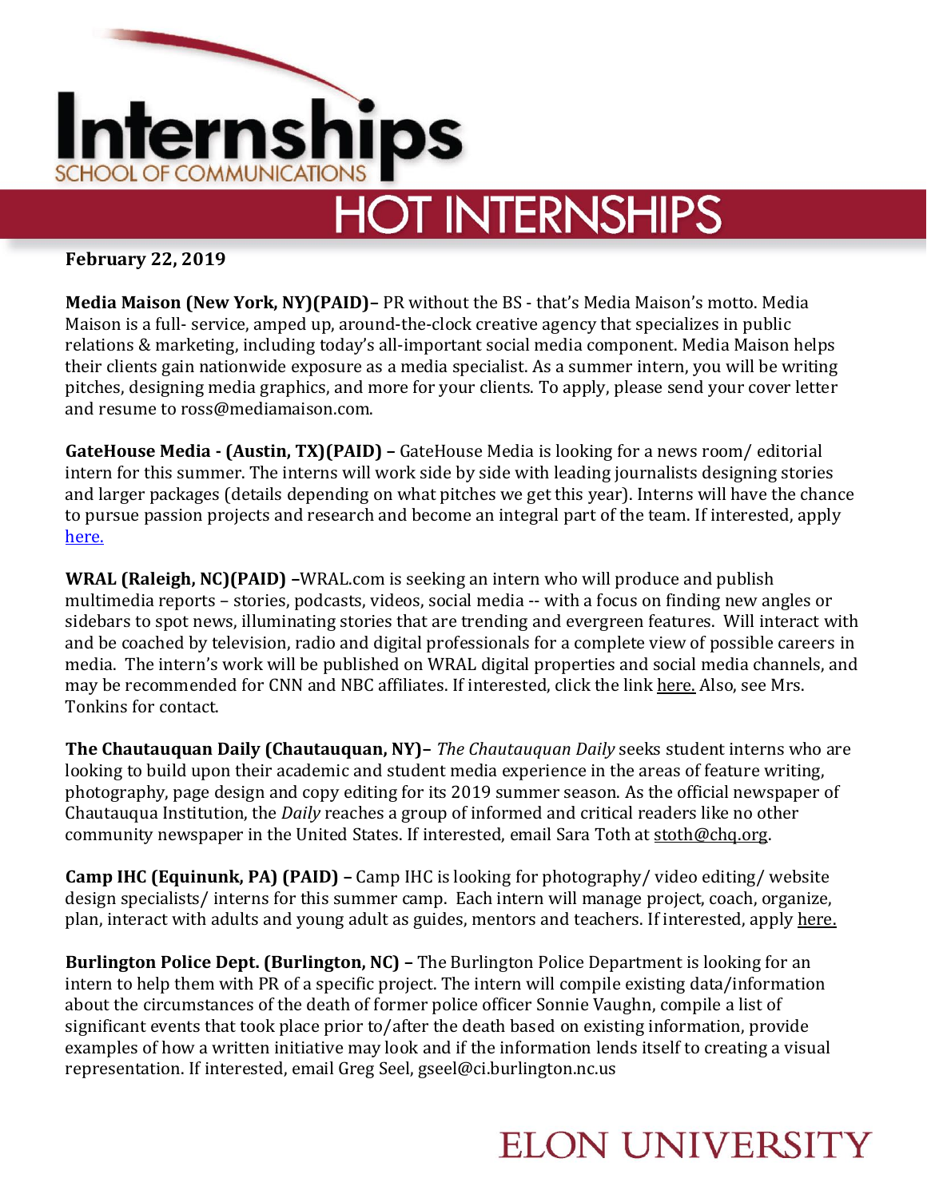# Internships

SCHOOL OF COMMUNICATIONS

## HOT INTERNSHIPS

**February 22, 2019**

**Media Maison (New York, NY)(PAID)–** PR without the BS - that's Media Maison's motto. Media Maison is a full- service, amped up, around-the-clock creative agency that specializes in public relations & marketing, including today's all-important social media component. Media Maison helps their clients gain nationwide exposure as a media specialist. As a summer intern, you will be writing pitches, designing media graphics, and more for your clients. To apply, please send your cover letter and resume to ross@mediamaison.com.

**GateHouse Media - (Austin, TX)(PAID) –** GateHouse Media is looking for a news room/ editorial intern for this summer. The interns will work side by side with leading journalists designing stories and larger packages (details depending on what pitches we get this year). Interns will have the chance to pursue passion projects and research and become an integral part of the team. If interested, apply here.

**WRAL (Raleigh, NC)(PAID) –**WRAL.com is seeking an intern who will produce and publish multimedia reports – stories, podcasts, videos, social media -- with a focus on finding new angles or sidebars to spot news, illuminating stories that are trending and evergreen features. Will interact with and be coached by television, radio and digital professionals for a complete view of possible careers in media. The intern's work will be published on WRAL digital properties and social media channels, and may be recommended for CNN and NBC affiliates. If interested, click the link here. Also, see Mrs. Tonkins for contact.

**The Chautauquan Daily (Chautauquan, NY)–** *The Chautauquan Daily* seeks student interns who are looking to build upon their academic and student media experience in the areas of feature writing, photography, page design and copy editing for its 2019 summer season. As the official newspaper of Chautauqua Institution, the *Daily* reaches a group of informed and critical readers like no other community newspaper in the United States. If interested, email Sara Toth at stoth@chq.org.

**Camp IHC (Equinunk, PA) (PAID) –** Camp IHC is looking for photography/ video editing/ website design specialists/ interns for this summer camp. Each intern will manage project, coach, organize, plan, interact with adults and young adult as guides, mentors and teachers. If interested, apply here.

**Burlington Police Dept. (Burlington, NC) –** The Burlington Police Department is looking for an intern to help them with PR of a specific project. The intern will compile existing data/information about the circumstances of the death of former police officer Sonnie Vaughn, compile a list of significant events that took place prior to/after the death based on existing information, provide examples of how a written initiative may look and if the information lends itself to creating a visual representation. If interested, email Greg Seel, gseel@ci.burlington.nc.us

ELON UNIVERSITY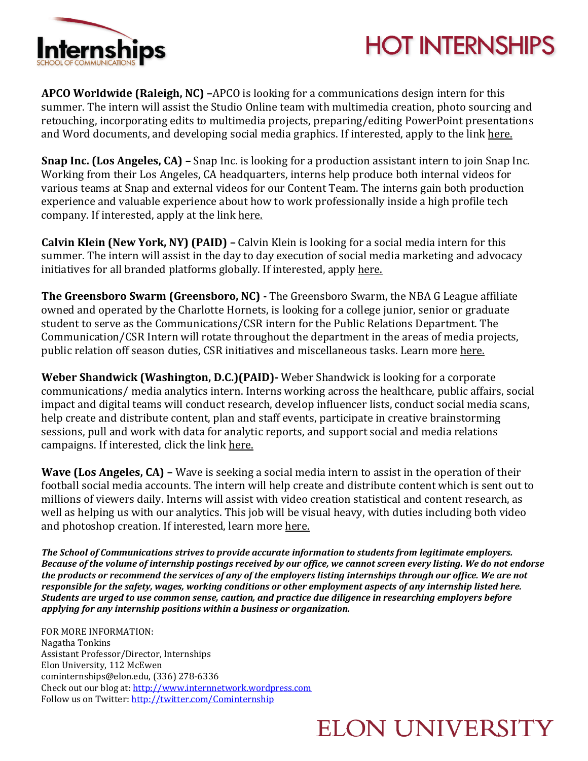# HOT INTERNSHIPS

**APCO Worldwide (Raleigh, NC) –**APCO is looking for a communications design intern for this summer. The intern will assist the Studio Online team with multimedia creation, photo sourcing and retouching, incorporating edits to multimedia projects, preparing/editing PowerPoint presentations and Word documents, and developing social media graphics. If interested, apply to the link here.

**Snap Inc. (Los Angeles, CA) –** Snap Inc. is looking for a production assistant intern to join Snap Inc. Working from their Los Angeles, CA headquarters, interns help produce both internal videos for various teams at Snap and external videos for our Content Team. The interns gain both production experience and valuable experience about how to work professionally inside a high profile tech company. If interested, apply at the link here.

**Calvin Klein (New York, NY) (PAID) –** Calvin Klein is looking for a social media intern for this summer. The intern will assist in the day to day execution of social media marketing and advocacy initiatives for all branded platforms globally. If interested, apply here.

**The Greensboro Swarm (Greensboro, NC) -** The Greensboro Swarm, the NBA G League affiliate owned and operated by the Charlotte Hornets, is looking for a college junior, senior or graduate student to serve as the Communications/CSR intern for the Public Relations Department. The Communication/CSR Intern will rotate throughout the department in the areas of media projects, public relation off season duties, CSR initiatives and miscellaneous tasks. Learn more here.

**Weber Shandwick (Washington, D.C.)(PAID)-** Weber Shandwick is looking for a corporate communications/ media analytics intern. Interns working across the healthcare, public affairs, social impact and digital teams will conduct research, develop influencer lists, conduct social media scans, help create and distribute content, plan and staff events, participate in creative brainstorming sessions, pull and work with data for analytic reports, and support social and media relations campaigns. If interested, click the link here.

**Wave (Los Angeles, CA) –** Wave is seeking a social media intern to assist in the operation of their football social media accounts. The intern will help create and distribute content which is sent out to millions of viewers daily. Interns will assist with video creation statistical and content research, as well as helping us with our analytics. This job will be visual heavy, with duties including both video and photoshop creation. If interested, learn more here.

***The School of Communications strives to provide accurate information to students from legitimate employers. Because of the volume of internship postings received by our office, we cannot screen every listing. We do not endorse the products or recommend the services of any of the employers listing internships through our office. We are not responsible for the safety, wages, working conditions or other employment aspects of any internship listed here. Students are urged to use common sense, caution, and practice due diligence in researching employers before applying for any internship positions within a business or organization.***

FOR MORE INFORMATION:
Nagatha Tonkins
Assistant Professor/Director, Internships
Elon University, 112 McEwen
cominternships@elon.edu, (336) 278-6336
Check out our blog at: http://www.internnetwork.wordpress.com
Follow us on Twitter: http://twitter.com/Cominternship

ELON UNIVERSITY